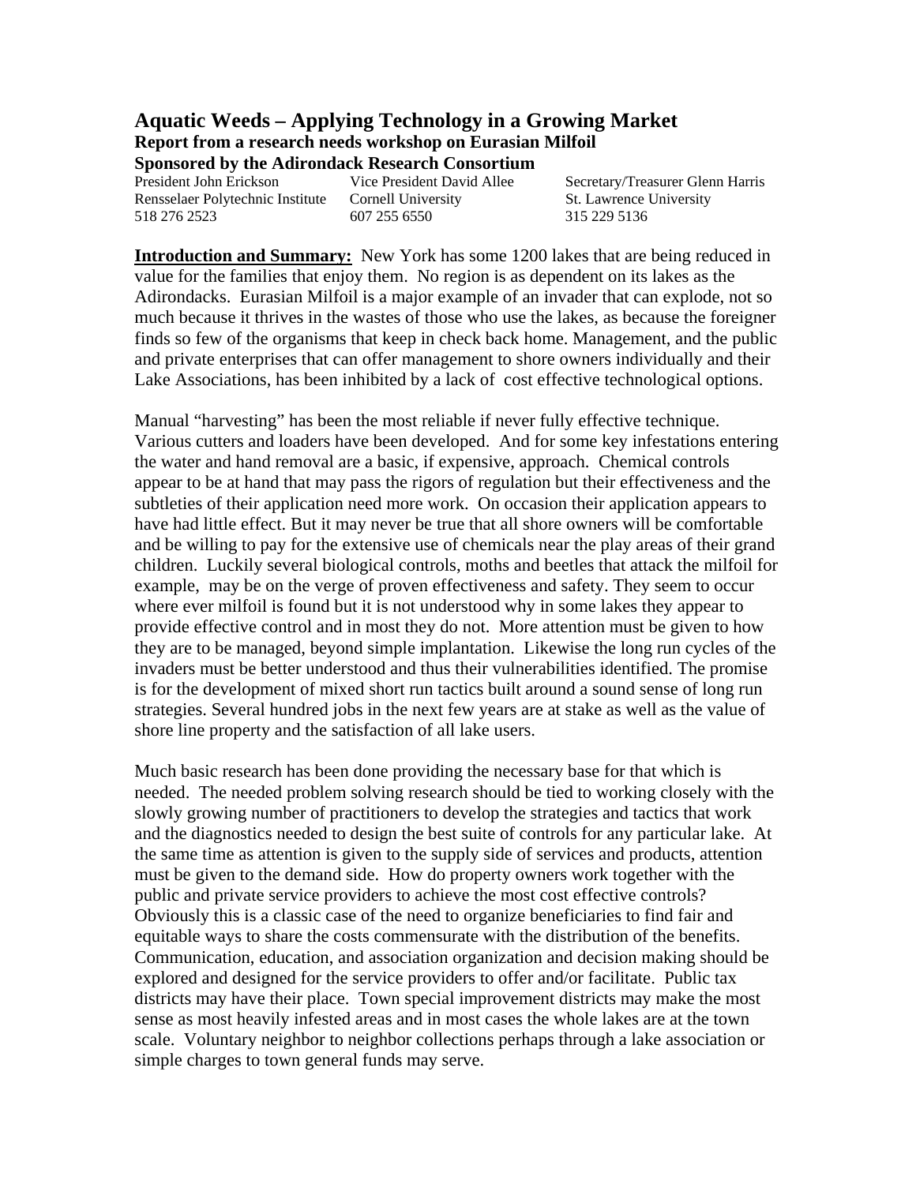# Aquatic Weeds – Applying Technology in a Growing Market

**Report from a research needs workshop on Eurasian Milfoil**
**Sponsored by the Adirondack Research Consortium**

| President John Erickson | Vice President David Allee | Secretary/Treasurer Glenn Harris |
|---|---|---|
| Rensselaer Polytechnic Institute | Cornell University | St. Lawrence University |
| 518 276 2523 | 607 255 6550 | 315 229 5136 |

**Introduction and Summary:** New York has some 1200 lakes that are being reduced in value for the families that enjoy them. No region is as dependent on its lakes as the Adirondacks. Eurasian Milfoil is a major example of an invader that can explode, not so much because it thrives in the wastes of those who use the lakes, as because the foreigner finds so few of the organisms that keep in check back home. Management, and the public and private enterprises that can offer management to shore owners individually and their Lake Associations, has been inhibited by a lack of cost effective technological options.

Manual "harvesting" has been the most reliable if never fully effective technique. Various cutters and loaders have been developed. And for some key infestations entering the water and hand removal are a basic, if expensive, approach. Chemical controls appear to be at hand that may pass the rigors of regulation but their effectiveness and the subtleties of their application need more work. On occasion their application appears to have had little effect. But it may never be true that all shore owners will be comfortable and be willing to pay for the extensive use of chemicals near the play areas of their grand children. Luckily several biological controls, moths and beetles that attack the milfoil for example, may be on the verge of proven effectiveness and safety. They seem to occur where ever milfoil is found but it is not understood why in some lakes they appear to provide effective control and in most they do not. More attention must be given to how they are to be managed, beyond simple implantation. Likewise the long run cycles of the invaders must be better understood and thus their vulnerabilities identified. The promise is for the development of mixed short run tactics built around a sound sense of long run strategies. Several hundred jobs in the next few years are at stake as well as the value of shore line property and the satisfaction of all lake users.

Much basic research has been done providing the necessary base for that which is needed. The needed problem solving research should be tied to working closely with the slowly growing number of practitioners to develop the strategies and tactics that work and the diagnostics needed to design the best suite of controls for any particular lake. At the same time as attention is given to the supply side of services and products, attention must be given to the demand side. How do property owners work together with the public and private service providers to achieve the most cost effective controls? Obviously this is a classic case of the need to organize beneficiaries to find fair and equitable ways to share the costs commensurate with the distribution of the benefits. Communication, education, and association organization and decision making should be explored and designed for the service providers to offer and/or facilitate. Public tax districts may have their place. Town special improvement districts may make the most sense as most heavily infested areas and in most cases the whole lakes are at the town scale. Voluntary neighbor to neighbor collections perhaps through a lake association or simple charges to town general funds may serve.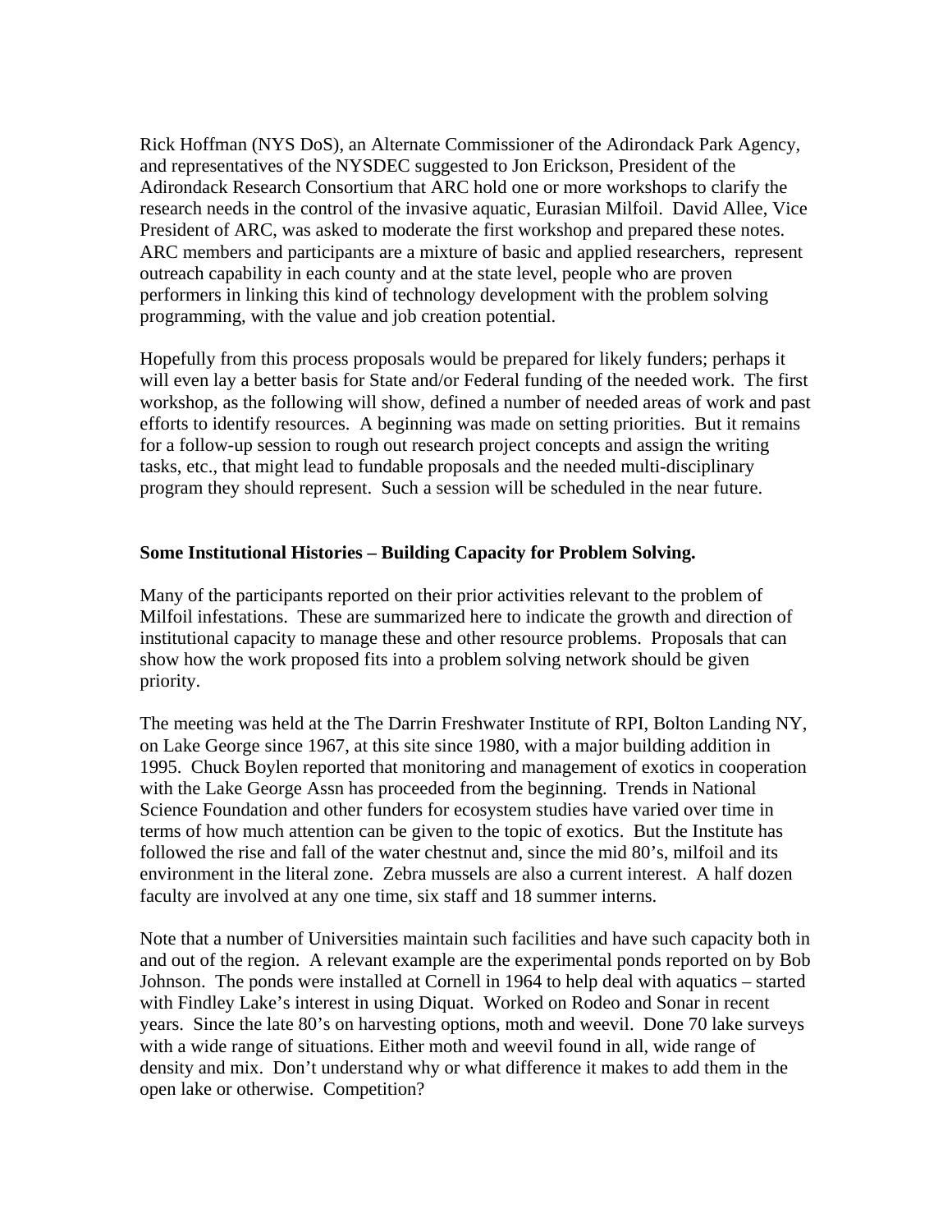Rick Hoffman (NYS DoS), an Alternate Commissioner of the Adirondack Park Agency, and representatives of the NYSDEC suggested to Jon Erickson, President of the Adirondack Research Consortium that ARC hold one or more workshops to clarify the research needs in the control of the invasive aquatic, Eurasian Milfoil. David Allee, Vice President of ARC, was asked to moderate the first workshop and prepared these notes. ARC members and participants are a mixture of basic and applied researchers, represent outreach capability in each county and at the state level, people who are proven performers in linking this kind of technology development with the problem solving programming, with the value and job creation potential.

Hopefully from this process proposals would be prepared for likely funders; perhaps it will even lay a better basis for State and/or Federal funding of the needed work. The first workshop, as the following will show, defined a number of needed areas of work and past efforts to identify resources. A beginning was made on setting priorities. But it remains for a follow-up session to rough out research project concepts and assign the writing tasks, etc., that might lead to fundable proposals and the needed multi-disciplinary program they should represent. Such a session will be scheduled in the near future.

**Some Institutional Histories – Building Capacity for Problem Solving.**

Many of the participants reported on their prior activities relevant to the problem of Milfoil infestations. These are summarized here to indicate the growth and direction of institutional capacity to manage these and other resource problems. Proposals that can show how the work proposed fits into a problem solving network should be given priority.

The meeting was held at the The Darrin Freshwater Institute of RPI, Bolton Landing NY, on Lake George since 1967, at this site since 1980, with a major building addition in 1995. Chuck Boylen reported that monitoring and management of exotics in cooperation with the Lake George Assn has proceeded from the beginning. Trends in National Science Foundation and other funders for ecosystem studies have varied over time in terms of how much attention can be given to the topic of exotics. But the Institute has followed the rise and fall of the water chestnut and, since the mid 80's, milfoil and its environment in the literal zone. Zebra mussels are also a current interest. A half dozen faculty are involved at any one time, six staff and 18 summer interns.

Note that a number of Universities maintain such facilities and have such capacity both in and out of the region. A relevant example are the experimental ponds reported on by Bob Johnson. The ponds were installed at Cornell in 1964 to help deal with aquatics – started with Findley Lake's interest in using Diquat. Worked on Rodeo and Sonar in recent years. Since the late 80's on harvesting options, moth and weevil. Done 70 lake surveys with a wide range of situations. Either moth and weevil found in all, wide range of density and mix. Don't understand why or what difference it makes to add them in the open lake or otherwise. Competition?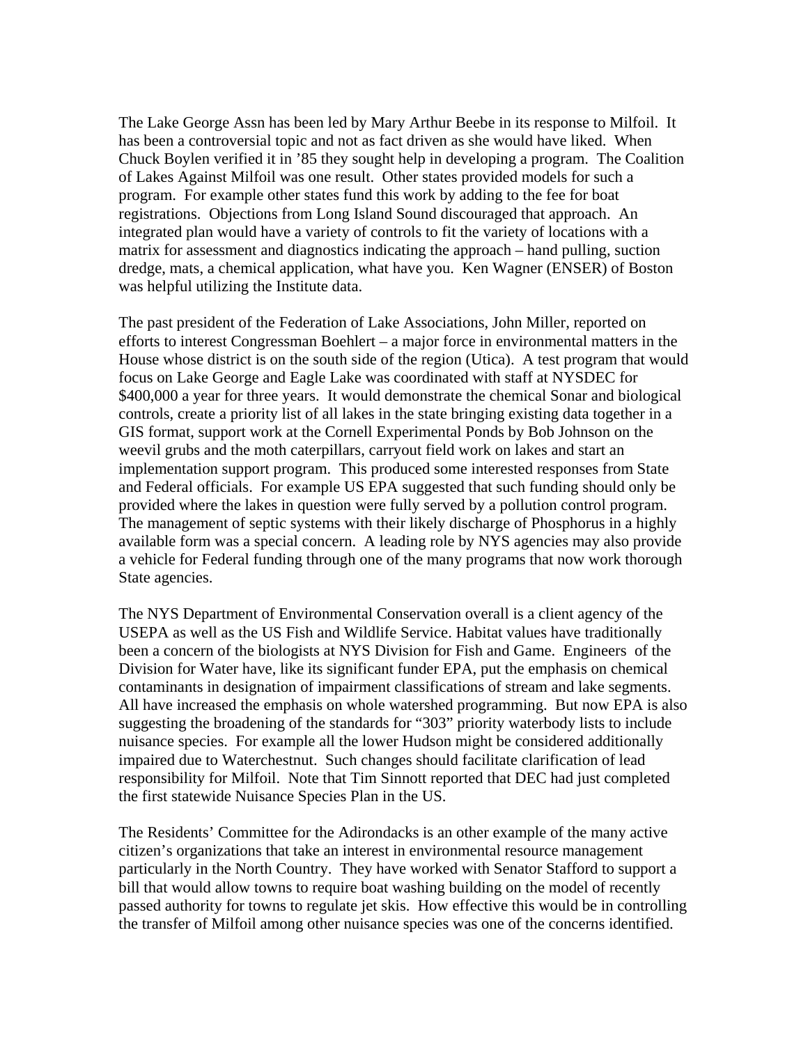The Lake George Assn has been led by Mary Arthur Beebe in its response to Milfoil. It has been a controversial topic and not as fact driven as she would have liked. When Chuck Boylen verified it in '85 they sought help in developing a program. The Coalition of Lakes Against Milfoil was one result. Other states provided models for such a program. For example other states fund this work by adding to the fee for boat registrations. Objections from Long Island Sound discouraged that approach. An integrated plan would have a variety of controls to fit the variety of locations with a matrix for assessment and diagnostics indicating the approach – hand pulling, suction dredge, mats, a chemical application, what have you. Ken Wagner (ENSER) of Boston was helpful utilizing the Institute data.

The past president of the Federation of Lake Associations, John Miller, reported on efforts to interest Congressman Boehlert – a major force in environmental matters in the House whose district is on the south side of the region (Utica). A test program that would focus on Lake George and Eagle Lake was coordinated with staff at NYSDEC for $400,000 a year for three years. It would demonstrate the chemical Sonar and biological controls, create a priority list of all lakes in the state bringing existing data together in a GIS format, support work at the Cornell Experimental Ponds by Bob Johnson on the weevil grubs and the moth caterpillars, carryout field work on lakes and start an implementation support program. This produced some interested responses from State and Federal officials. For example US EPA suggested that such funding should only be provided where the lakes in question were fully served by a pollution control program. The management of septic systems with their likely discharge of Phosphorus in a highly available form was a special concern. A leading role by NYS agencies may also provide a vehicle for Federal funding through one of the many programs that now work thorough State agencies.

The NYS Department of Environmental Conservation overall is a client agency of the USEPA as well as the US Fish and Wildlife Service. Habitat values have traditionally been a concern of the biologists at NYS Division for Fish and Game. Engineers of the Division for Water have, like its significant funder EPA, put the emphasis on chemical contaminants in designation of impairment classifications of stream and lake segments. All have increased the emphasis on whole watershed programming. But now EPA is also suggesting the broadening of the standards for "303" priority waterbody lists to include nuisance species. For example all the lower Hudson might be considered additionally impaired due to Waterchestnut. Such changes should facilitate clarification of lead responsibility for Milfoil. Note that Tim Sinnott reported that DEC had just completed the first statewide Nuisance Species Plan in the US.

The Residents' Committee for the Adirondacks is an other example of the many active citizen's organizations that take an interest in environmental resource management particularly in the North Country. They have worked with Senator Stafford to support a bill that would allow towns to require boat washing building on the model of recently passed authority for towns to regulate jet skis. How effective this would be in controlling the transfer of Milfoil among other nuisance species was one of the concerns identified.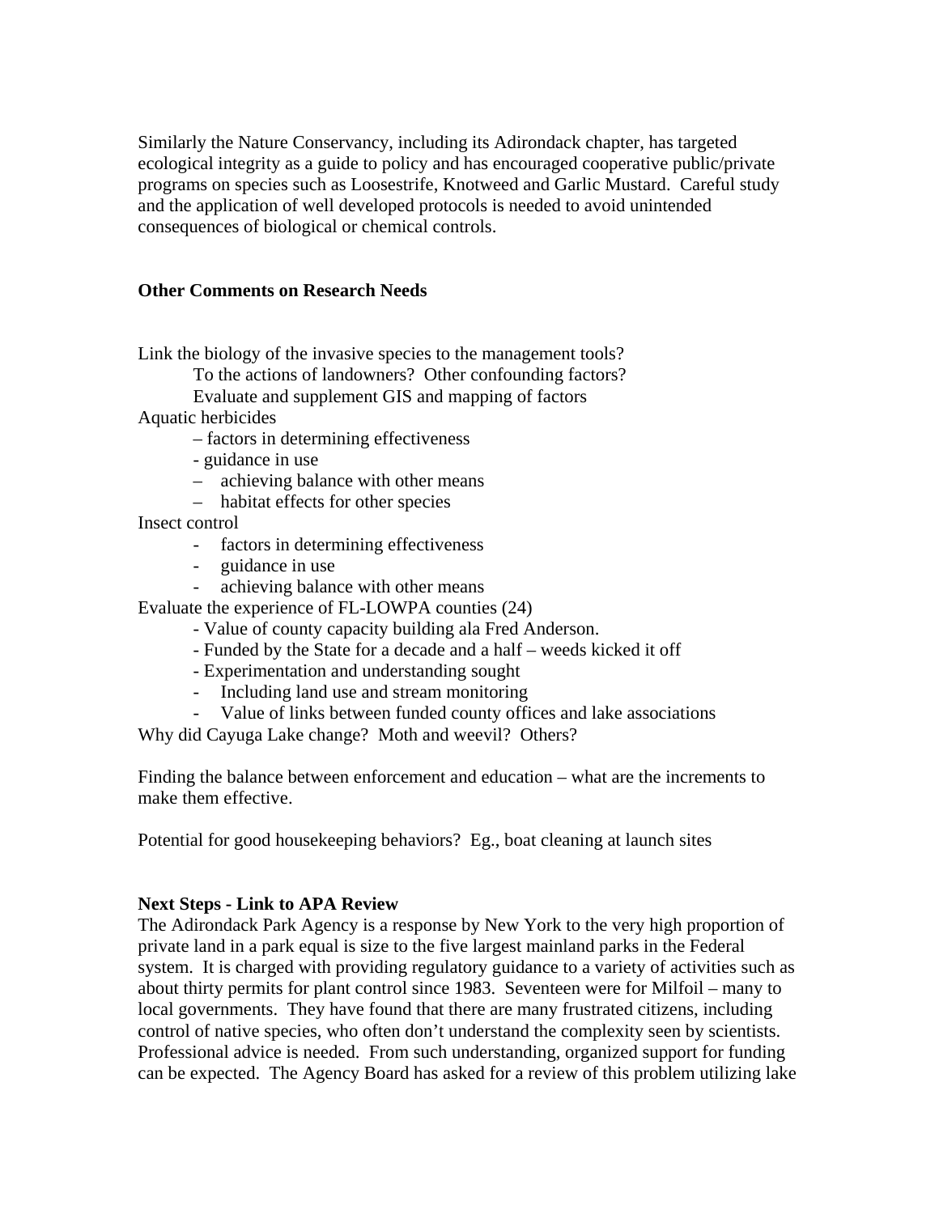Similarly the Nature Conservancy, including its Adirondack chapter, has targeted ecological integrity as a guide to policy and has encouraged cooperative public/private programs on species such as Loosestrife, Knotweed and Garlic Mustard. Careful study and the application of well developed protocols is needed to avoid unintended consequences of biological or chemical controls.

**Other Comments on Research Needs**

Link the biology of the invasive species to the management tools?

To the actions of landowners? Other confounding factors?

Evaluate and supplement GIS and mapping of factors

Aquatic herbicides

- factors in determining effectiveness
- guidance in use
- achieving balance with other means
- habitat effects for other species

Insect control

- factors in determining effectiveness
- guidance in use
- achieving balance with other means

Evaluate the experience of FL-LOWPA counties (24)

- Value of county capacity building ala Fred Anderson.
- Funded by the State for a decade and a half – weeds kicked it off
- Experimentation and understanding sought
- Including land use and stream monitoring
- Value of links between funded county offices and lake associations

Why did Cayuga Lake change? Moth and weevil? Others?

Finding the balance between enforcement and education – what are the increments to make them effective.

Potential for good housekeeping behaviors? Eg., boat cleaning at launch sites

**Next Steps - Link to APA Review**

The Adirondack Park Agency is a response by New York to the very high proportion of private land in a park equal is size to the five largest mainland parks in the Federal system. It is charged with providing regulatory guidance to a variety of activities such as about thirty permits for plant control since 1983. Seventeen were for Milfoil – many to local governments. They have found that there are many frustrated citizens, including control of native species, who often don't understand the complexity seen by scientists. Professional advice is needed. From such understanding, organized support for funding can be expected. The Agency Board has asked for a review of this problem utilizing lake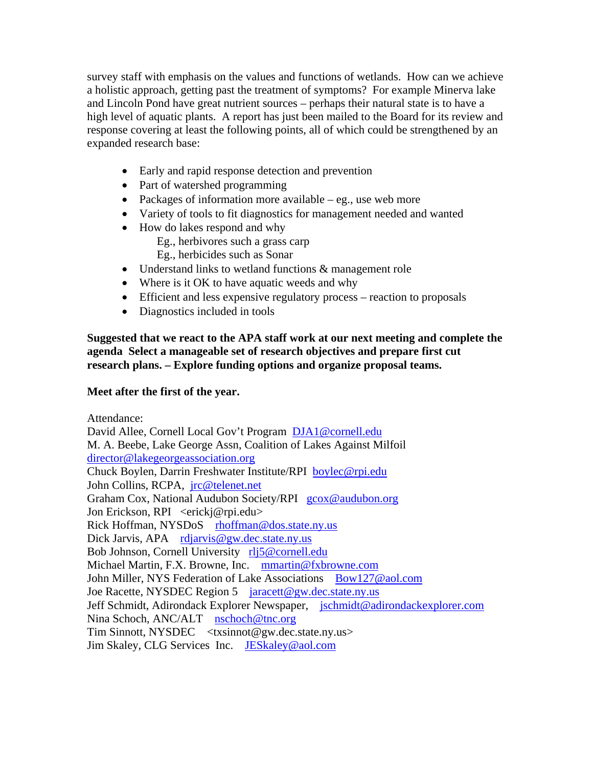survey staff with emphasis on the values and functions of wetlands. How can we achieve a holistic approach, getting past the treatment of symptoms? For example Minerva lake and Lincoln Pond have great nutrient sources – perhaps their natural state is to have a high level of aquatic plants. A report has just been mailed to the Board for its review and response covering at least the following points, all of which could be strengthened by an expanded research base:

- Early and rapid response detection and prevention
- Part of watershed programming
- Packages of information more available – eg., use web more
- Variety of tools to fit diagnostics for management needed and wanted
- How do lakes respond and why
  - Eg., herbivores such a grass carp
  - Eg., herbicides such as Sonar
- Understand links to wetland functions & management role
- Where is it OK to have aquatic weeds and why
- Efficient and less expensive regulatory process – reaction to proposals
- Diagnostics included in tools

**Suggested that we react to the APA staff work at our next meeting and complete the agenda Select a manageable set of research objectives and prepare first cut research plans. – Explore funding options and organize proposal teams.**

**Meet after the first of the year.**

Attendance:
David Allee, Cornell Local Gov't Program DJA1@cornell.edu
M. A. Beebe, Lake George Assn, Coalition of Lakes Against Milfoil director@lakegeorgeassociation.org
Chuck Boylen, Darrin Freshwater Institute/RPI boylec@rpi.edu
John Collins, RCPA, jrc@telenet.net
Graham Cox, National Audubon Society/RPI gcox@audubon.org
Jon Erickson, RPI <erickj@rpi.edu>
Rick Hoffman, NYSDoS rhoffman@dos.state.ny.us
Dick Jarvis, APA rdjarvis@gw.dec.state.ny.us
Bob Johnson, Cornell University rlj5@cornell.edu
Michael Martin, F.X. Browne, Inc. mmartin@fxbrowne.com
John Miller, NYS Federation of Lake Associations Bow127@aol.com
Joe Racette, NYSDEC Region 5 jaracett@gw.dec.state.ny.us
Jeff Schmidt, Adirondack Explorer Newspaper, jschmidt@adirondackexplorer.com
Nina Schoch, ANC/ALT nschoch@tnc.org
Tim Sinnott, NYSDEC <txsinnot@gw.dec.state.ny.us>
Jim Skaley, CLG Services Inc. JESkaley@aol.com